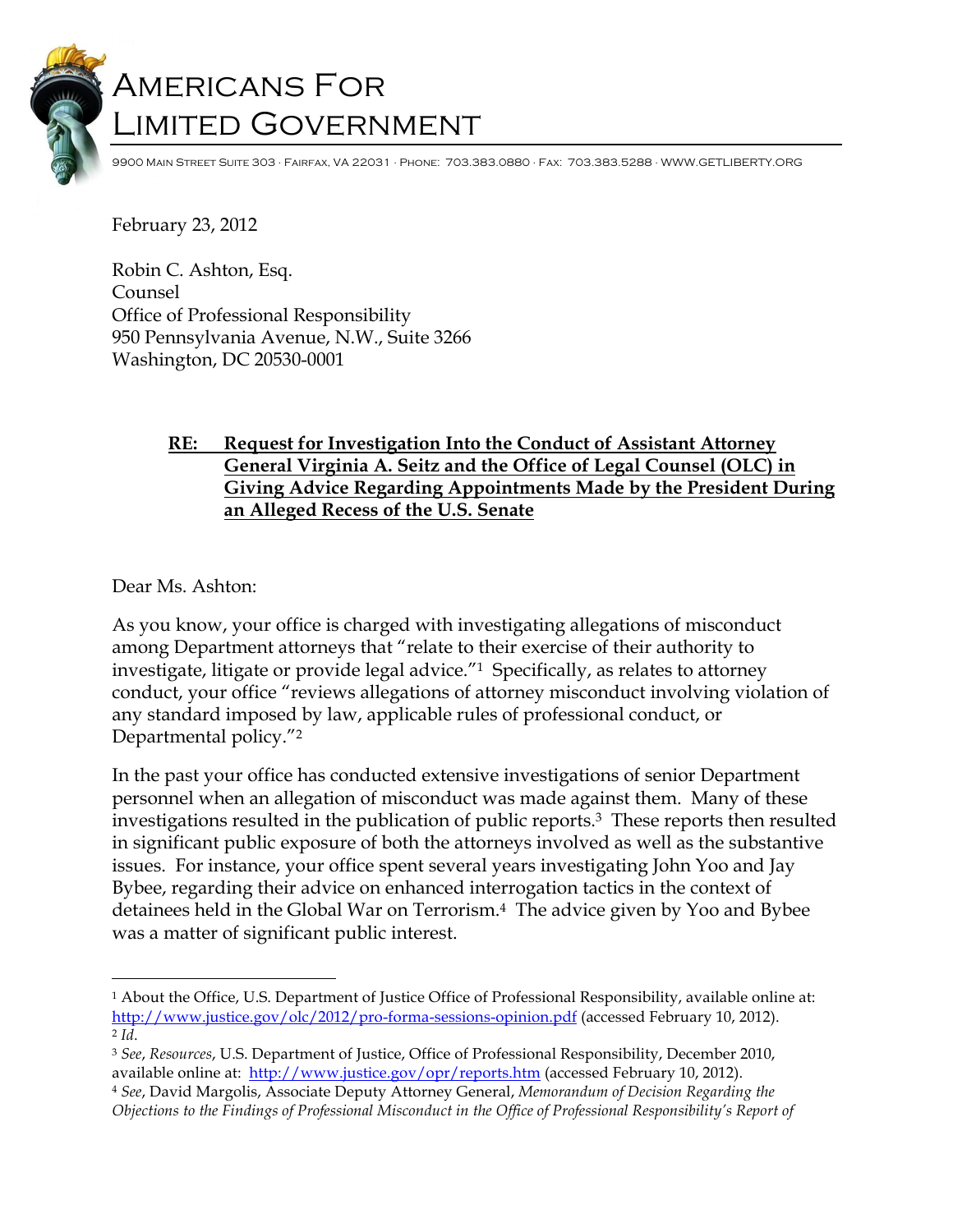# Americans For Limited Government

9900 Main Street Suite 303 · Fairfax, VA 22031 · Phone: 703.383.0880 · Fax: 703.383.5288 · WWW.GETLIBERTY.ORG

February 23, 2012

Robin C. Ashton, Esq.
Counsel
Office of Professional Responsibility
950 Pennsylvania Avenue, N.W., Suite 3266
Washington, DC 20530-0001

**RE: Request for Investigation Into the Conduct of Assistant Attorney General Virginia A. Seitz and the Office of Legal Counsel (OLC) in Giving Advice Regarding Appointments Made by the President During an Alleged Recess of the U.S. Senate**

Dear Ms. Ashton:

As you know, your office is charged with investigating allegations of misconduct among Department attorneys that "relate to their exercise of their authority to investigate, litigate or provide legal advice."[1] Specifically, as relates to attorney conduct, your office "reviews allegations of attorney misconduct involving violation of any standard imposed by law, applicable rules of professional conduct, or Departmental policy."[2]

In the past your office has conducted extensive investigations of senior Department personnel when an allegation of misconduct was made against them. Many of these investigations resulted in the publication of public reports.[3] These reports then resulted in significant public exposure of both the attorneys involved as well as the substantive issues. For instance, your office spent several years investigating John Yoo and Jay Bybee, regarding their advice on enhanced interrogation tactics in the context of detainees held in the Global War on Terrorism.[4] The advice given by Yoo and Bybee was a matter of significant public interest.

---

[1] About the Office, U.S. Department of Justice Office of Professional Responsibility, available online at: http://www.justice.gov/olc/2012/pro-forma-sessions-opinion.pdf (accessed February 10, 2012).

[2] *Id*.

[3] *See*, *Resources*, U.S. Department of Justice, Office of Professional Responsibility, December 2010, available online at: http://www.justice.gov/opr/reports.htm (accessed February 10, 2012).

[4] *See*, David Margolis, Associate Deputy Attorney General, *Memorandum of Decision Regarding the Objections to the Findings of Professional Misconduct in the Office of Professional Responsibility's Report of*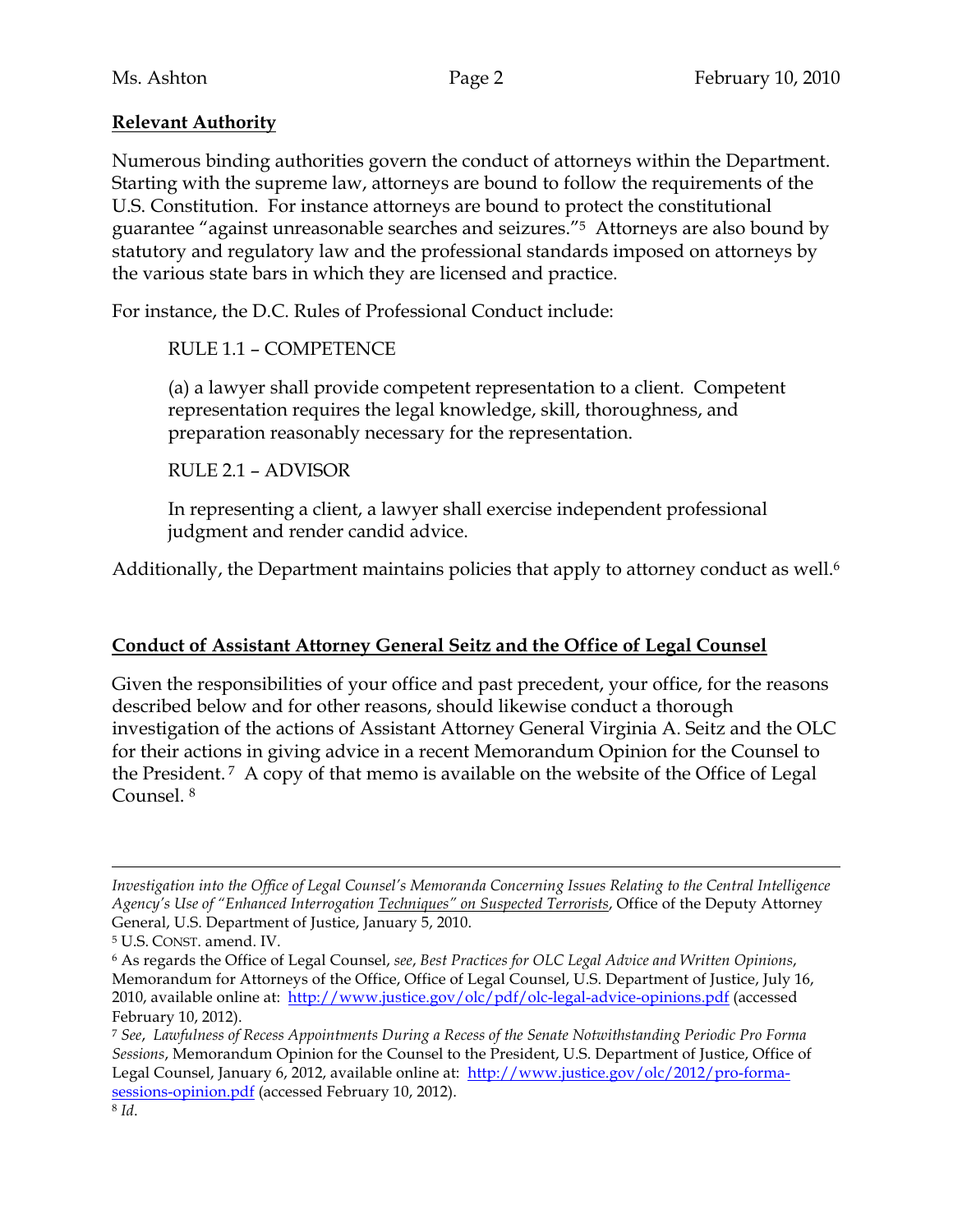**Relevant Authority**

Numerous binding authorities govern the conduct of attorneys within the Department. Starting with the supreme law, attorneys are bound to follow the requirements of the U.S. Constitution. For instance attorneys are bound to protect the constitutional guarantee "against unreasonable searches and seizures."[5] Attorneys are also bound by statutory and regulatory law and the professional standards imposed on attorneys by the various state bars in which they are licensed and practice.

For instance, the D.C. Rules of Professional Conduct include:

> RULE 1.1 – COMPETENCE
>
> (a) a lawyer shall provide competent representation to a client. Competent representation requires the legal knowledge, skill, thoroughness, and preparation reasonably necessary for the representation.
>
> RULE 2.1 – ADVISOR
>
> In representing a client, a lawyer shall exercise independent professional judgment and render candid advice.

Additionally, the Department maintains policies that apply to attorney conduct as well.[6]

**Conduct of Assistant Attorney General Seitz and the Office of Legal Counsel**

Given the responsibilities of your office and past precedent, your office, for the reasons described below and for other reasons, should likewise conduct a thorough investigation of the actions of Assistant Attorney General Virginia A. Seitz and the OLC for their actions in giving advice in a recent Memorandum Opinion for the Counsel to the President.[7] A copy of that memo is available on the website of the Office of Legal Counsel.[8]

---

*Investigation into the Office of Legal Counsel's Memoranda Concerning Issues Relating to the Central Intelligence Agency's Use of "Enhanced Interrogation Techniques" on Suspected Terrorists*, Office of the Deputy Attorney General, U.S. Department of Justice, January 5, 2010.

[5] U.S. CONST. amend. IV.

[6] As regards the Office of Legal Counsel, *see*, *Best Practices for OLC Legal Advice and Written Opinions*, Memorandum for Attorneys of the Office, Office of Legal Counsel, U.S. Department of Justice, July 16, 2010, available online at: http://www.justice.gov/olc/pdf/olc-legal-advice-opinions.pdf (accessed February 10, 2012).

[7] *See*, *Lawfulness of Recess Appointments During a Recess of the Senate Notwithstanding Periodic Pro Forma Sessions*, Memorandum Opinion for the Counsel to the President, U.S. Department of Justice, Office of Legal Counsel, January 6, 2012, available online at: http://www.justice.gov/olc/2012/pro-forma-sessions-opinion.pdf (accessed February 10, 2012).

[8] *Id*.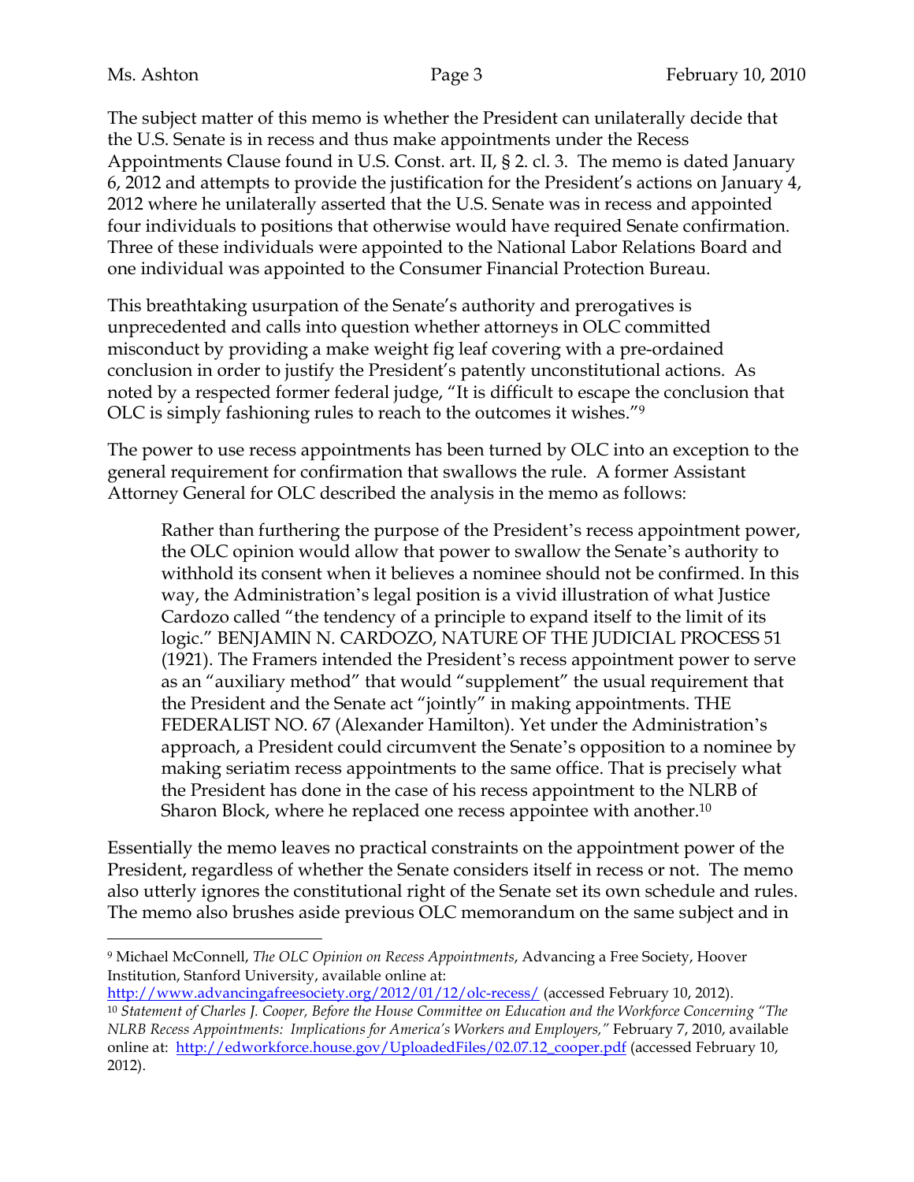The subject matter of this memo is whether the President can unilaterally decide that the U.S. Senate is in recess and thus make appointments under the Recess Appointments Clause found in U.S. Const. art. II, § 2. cl. 3. The memo is dated January 6, 2012 and attempts to provide the justification for the President's actions on January 4, 2012 where he unilaterally asserted that the U.S. Senate was in recess and appointed four individuals to positions that otherwise would have required Senate confirmation. Three of these individuals were appointed to the National Labor Relations Board and one individual was appointed to the Consumer Financial Protection Bureau.

This breathtaking usurpation of the Senate's authority and prerogatives is unprecedented and calls into question whether attorneys in OLC committed misconduct by providing a make weight fig leaf covering with a pre-ordained conclusion in order to justify the President's patently unconstitutional actions. As noted by a respected former federal judge, "It is difficult to escape the conclusion that OLC is simply fashioning rules to reach to the outcomes it wishes."[9]

The power to use recess appointments has been turned by OLC into an exception to the general requirement for confirmation that swallows the rule. A former Assistant Attorney General for OLC described the analysis in the memo as follows:

> Rather than furthering the purpose of the President's recess appointment power, the OLC opinion would allow that power to swallow the Senate's authority to withhold its consent when it believes a nominee should not be confirmed. In this way, the Administration's legal position is a vivid illustration of what Justice Cardozo called "the tendency of a principle to expand itself to the limit of its logic." BENJAMIN N. CARDOZO, NATURE OF THE JUDICIAL PROCESS 51 (1921). The Framers intended the President's recess appointment power to serve as an "auxiliary method" that would "supplement" the usual requirement that the President and the Senate act "jointly" in making appointments. THE FEDERALIST NO. 67 (Alexander Hamilton). Yet under the Administration's approach, a President could circumvent the Senate's opposition to a nominee by making seriatim recess appointments to the same office. That is precisely what the President has done in the case of his recess appointment to the NLRB of Sharon Block, where he replaced one recess appointee with another.[10]

Essentially the memo leaves no practical constraints on the appointment power of the President, regardless of whether the Senate considers itself in recess or not. The memo also utterly ignores the constitutional right of the Senate set its own schedule and rules. The memo also brushes aside previous OLC memorandum on the same subject and in

---

[9] Michael McConnell, *The OLC Opinion on Recess Appointments*, Advancing a Free Society, Hoover Institution, Stanford University, available online at: http://www.advancingafreesociety.org/2012/01/12/olc-recess/ (accessed February 10, 2012).

[10] *Statement of Charles J. Cooper, Before the House Committee on Education and the Workforce Concerning "The NLRB Recess Appointments: Implications for America's Workers and Employers,"* February 7, 2010, available online at: http://edworkforce.house.gov/UploadedFiles/02.07.12_cooper.pdf (accessed February 10, 2012).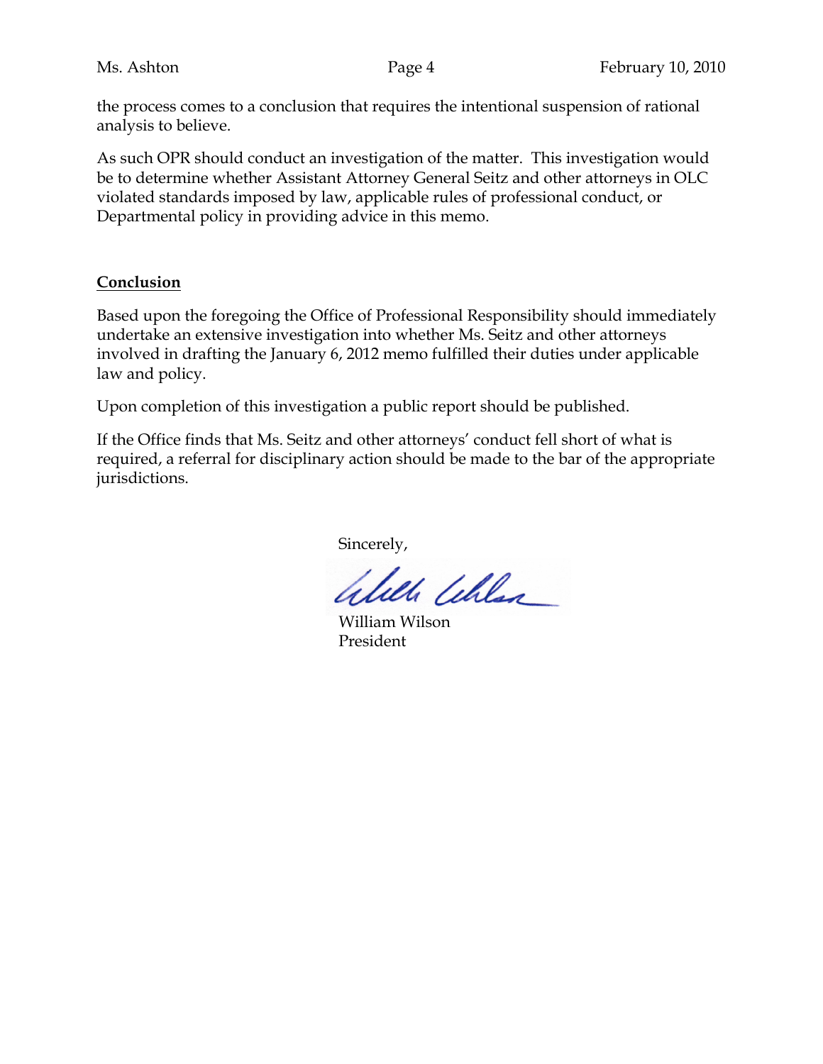the process comes to a conclusion that requires the intentional suspension of rational analysis to believe.

As such OPR should conduct an investigation of the matter. This investigation would be to determine whether Assistant Attorney General Seitz and other attorneys in OLC violated standards imposed by law, applicable rules of professional conduct, or Departmental policy in providing advice in this memo.

**Conclusion**

Based upon the foregoing the Office of Professional Responsibility should immediately undertake an extensive investigation into whether Ms. Seitz and other attorneys involved in drafting the January 6, 2012 memo fulfilled their duties under applicable law and policy.

Upon completion of this investigation a public report should be published.

If the Office finds that Ms. Seitz and other attorneys' conduct fell short of what is required, a referral for disciplinary action should be made to the bar of the appropriate jurisdictions.

Sincerely,

William Wilson
President